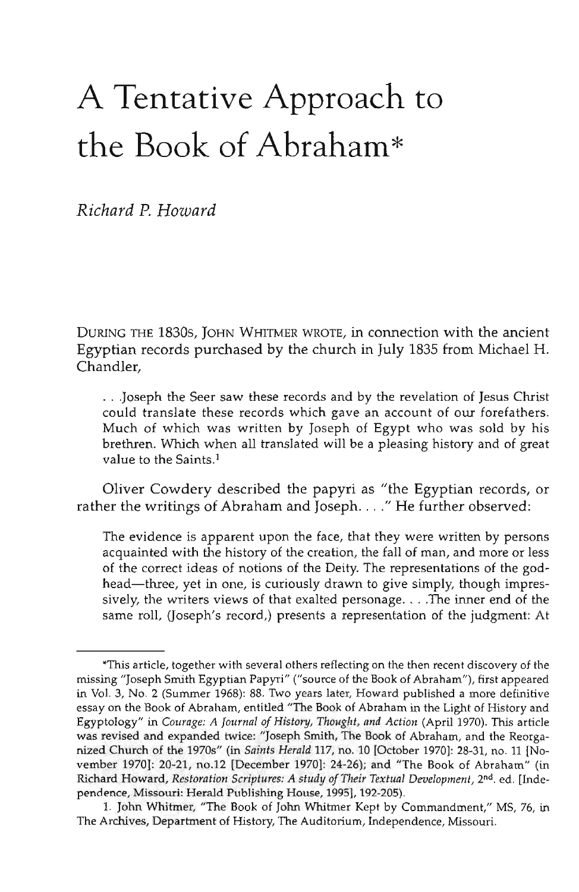# A Tentative Approach to the Book of Abraham*

*Richard P. Howard*

DURING THE 1830S, JOHN WHITMER WROTE, in connection with the ancient Egyptian records purchased by the church in July 1835 from Michael H. Chandler,

> . . .Joseph the Seer saw these records and by the revelation of Jesus Christ could translate these records which gave an account of our forefathers. Much of which was written by Joseph of Egypt who was sold by his brethren. Which when all translated will be a pleasing history and of great value to the Saints.[1]

Oliver Cowdery described the papyri as "the Egyptian records, or rather the writings of Abraham and Joseph. . . ." He further observed:

> The evidence is apparent upon the face, that they were written by persons acquainted with the history of the creation, the fall of man, and more or less of the correct ideas of notions of the Deity. The representations of the godhead—three, yet in one, is curiously drawn to give simply, though impressively, the writers views of that exalted personage. . . .The inner end of the same roll, (Joseph's record,) presents a representation of the judgment: At

---

*This article, together with several others reflecting on the then recent discovery of the missing "Joseph Smith Egyptian Papyri" ("source of the Book of Abraham"), first appeared in Vol. 3, No. 2 (Summer 1968): 88. Two years later, Howard published a more definitive essay on the Book of Abraham, entitled "The Book of Abraham in the Light of History and Egyptology" in *Courage: A Journal of History, Thought, and Action* (April 1970). This article was revised and expanded twice: "Joseph Smith, The Book of Abraham, and the Reorganized Church of the 1970s" (in *Saints Herald* 117, no. 10 [October 1970]: 28-31, no. 11 [November 1970]: 20-21, no.12 [December 1970]: 24-26); and "The Book of Abraham" (in Richard Howard, *Restoration Scriptures: A study of Their Textual Development*, 2nd. ed. [Independence, Missouri: Herald Publishing House, 1995], 192-205).

1. John Whitmer, "The Book of John Whitmer Kept by Commandment," MS, 76, in The Archives, Department of History, The Auditorium, Independence, Missouri.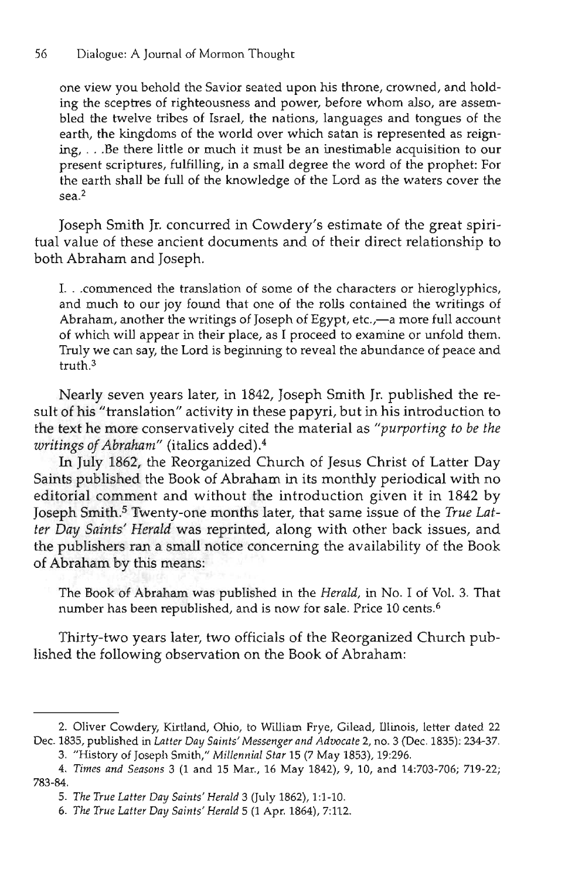> one view you behold the Savior seated upon his throne, crowned, and holding the sceptres of righteousness and power, before whom also, are assembled the twelve tribes of Israel, the nations, languages and tongues of the earth, the kingdoms of the world over which satan is represented as reigning, . . .Be there little or much it must be an inestimable acquisition to our present scriptures, fulfilling, in a small degree the word of the prophet: For the earth shall be full of the knowledge of the Lord as the waters cover the sea.[2]

Joseph Smith Jr. concurred in Cowdery's estimate of the great spiritual value of these ancient documents and of their direct relationship to both Abraham and Joseph.

> I. . .commenced the translation of some of the characters or hieroglyphics, and much to our joy found that one of the rolls contained the writings of Abraham, another the writings of Joseph of Egypt, etc.,—a more full account of which will appear in their place, as I proceed to examine or unfold them. Truly we can say, the Lord is beginning to reveal the abundance of peace and truth.[3]

Nearly seven years later, in 1842, Joseph Smith Jr. published the result of his "translation" activity in these papyri, but in his introduction to the text he more conservatively cited the material as *"purporting to be the writings of Abraham"* (italics added).[4]

In July 1862, the Reorganized Church of Jesus Christ of Latter Day Saints published the Book of Abraham in its monthly periodical with no editorial comment and without the introduction given it in 1842 by Joseph Smith.[5] Twenty-one months later, that same issue of the *True Latter Day Saints' Herald* was reprinted, along with other back issues, and the publishers ran a small notice concerning the availability of the Book of Abraham by this means:

> The Book of Abraham was published in the *Herald*, in No. I of Vol. 3. That number has been republished, and is now for sale. Price 10 cents.[6]

Thirty-two years later, two officials of the Reorganized Church published the following observation on the Book of Abraham:

---

2. Oliver Cowdery, Kirtland, Ohio, to William Frye, Gilead, Illinois, letter dated 22 Dec. 1835, published in *Latter Day Saints' Messenger and Advocate* 2, no. 3 (Dec. 1835): 234-37.

3. "History of Joseph Smith," *Millennial Star* 15 (7 May 1853), 19:296.

4. *Times and Seasons* 3 (1 and 15 Mar., 16 May 1842), 9, 10, and 14:703-706; 719-22; 783-84.

5. *The True Latter Day Saints' Herald* 3 (July 1862), 1:1-10.

6. *The True Latter Day Saints' Herald* 5 (1 Apr. 1864), 7:112.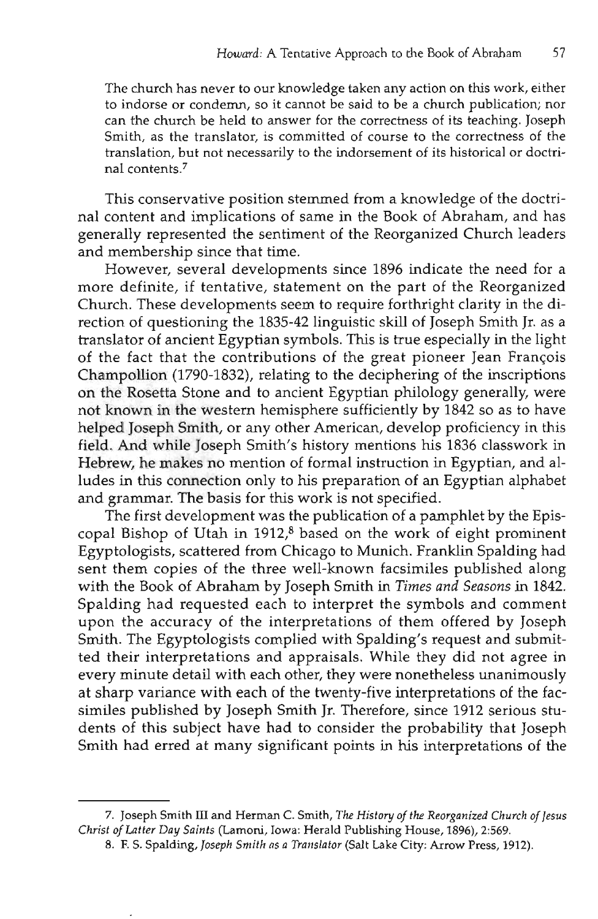The church has never to our knowledge taken any action on this work, either to indorse or condemn, so it cannot be said to be a church publication; nor can the church be held to answer for the correctness of its teaching. Joseph Smith, as the translator, is committed of course to the correctness of the translation, but not necessarily to the indorsement of its historical or doctrinal contents.[7]

This conservative position stemmed from a knowledge of the doctrinal content and implications of same in the Book of Abraham, and has generally represented the sentiment of the Reorganized Church leaders and membership since that time.

However, several developments since 1896 indicate the need for a more definite, if tentative, statement on the part of the Reorganized Church. These developments seem to require forthright clarity in the direction of questioning the 1835-42 linguistic skill of Joseph Smith Jr. as a translator of ancient Egyptian symbols. This is true especially in the light of the fact that the contributions of the great pioneer Jean François Champollion (1790-1832), relating to the deciphering of the inscriptions on the Rosetta Stone and to ancient Egyptian philology generally, were not known in the western hemisphere sufficiently by 1842 so as to have helped Joseph Smith, or any other American, develop proficiency in this field. And while Joseph Smith's history mentions his 1836 classwork in Hebrew, he makes no mention of formal instruction in Egyptian, and alludes in this connection only to his preparation of an Egyptian alphabet and grammar. The basis for this work is not specified.

The first development was the publication of a pamphlet by the Episcopal Bishop of Utah in 1912,[8] based on the work of eight prominent Egyptologists, scattered from Chicago to Munich. Franklin Spalding had sent them copies of the three well-known facsimiles published along with the Book of Abraham by Joseph Smith in *Times and Seasons* in 1842. Spalding had requested each to interpret the symbols and comment upon the accuracy of the interpretations of them offered by Joseph Smith. The Egyptologists complied with Spalding's request and submitted their interpretations and appraisals. While they did not agree in every minute detail with each other, they were nonetheless unanimously at sharp variance with each of the twenty-five interpretations of the facsimiles published by Joseph Smith Jr. Therefore, since 1912 serious students of this subject have had to consider the probability that Joseph Smith had erred at many significant points in his interpretations of the

---

7. Joseph Smith III and Herman C. Smith, *The History of the Reorganized Church of Jesus Christ of Latter Day Saints* (Lamoni, Iowa: Herald Publishing House, 1896), 2:569.

8. F. S. Spalding, *Joseph Smith as a Translator* (Salt Lake City: Arrow Press, 1912).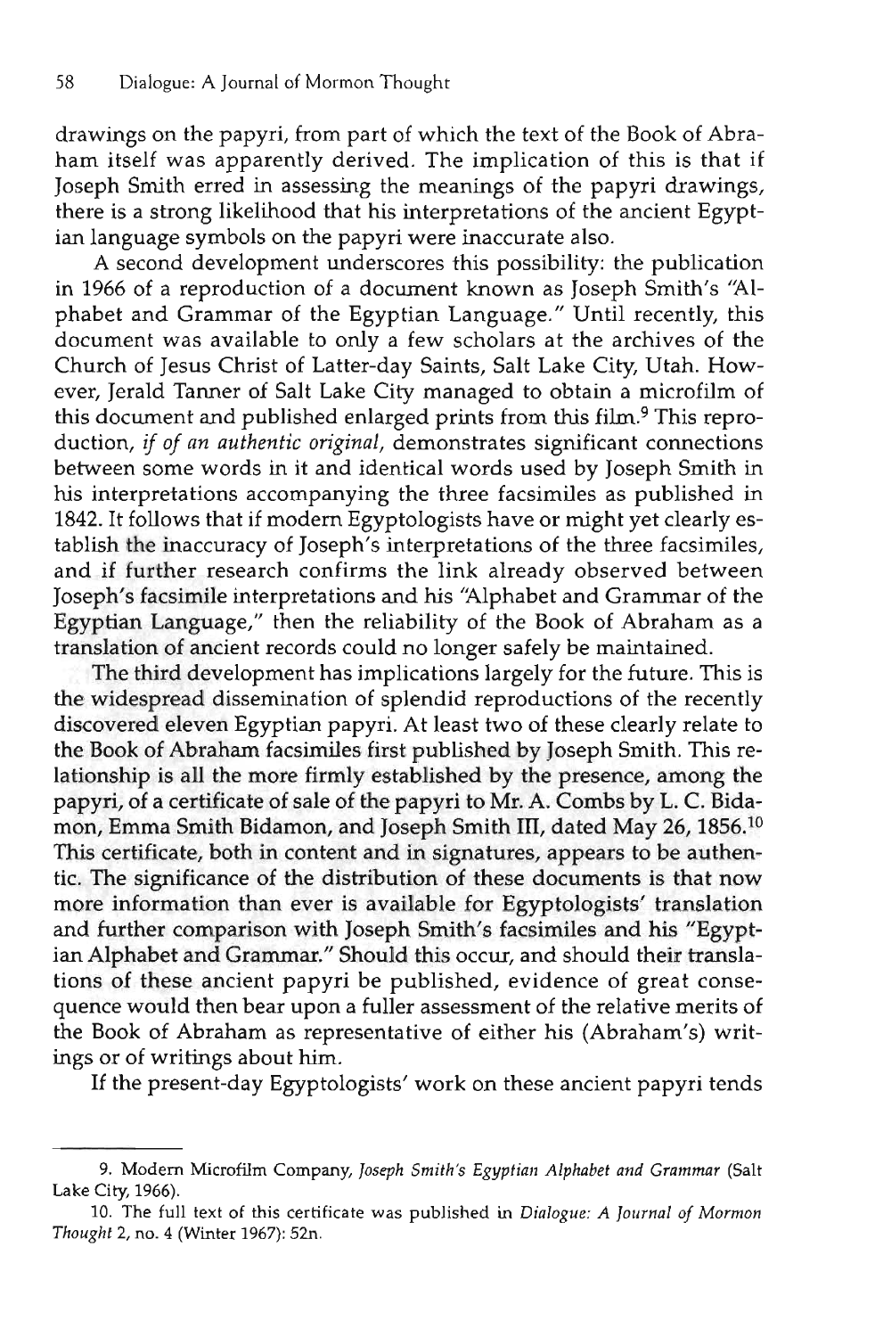drawings on the papyri, from part of which the text of the Book of Abraham itself was apparently derived. The implication of this is that if Joseph Smith erred in assessing the meanings of the papyri drawings, there is a strong likelihood that his interpretations of the ancient Egyptian language symbols on the papyri were inaccurate also.

A second development underscores this possibility: the publication in 1966 of a reproduction of a document known as Joseph Smith's "Alphabet and Grammar of the Egyptian Language." Until recently, this document was available to only a few scholars at the archives of the Church of Jesus Christ of Latter-day Saints, Salt Lake City, Utah. However, Jerald Tanner of Salt Lake City managed to obtain a microfilm of this document and published enlarged prints from this film.[9] This reproduction, *if of an authentic original*, demonstrates significant connections between some words in it and identical words used by Joseph Smith in his interpretations accompanying the three facsimiles as published in 1842. It follows that if modern Egyptologists have or might yet clearly establish the inaccuracy of Joseph's interpretations of the three facsimiles, and if further research confirms the link already observed between Joseph's facsimile interpretations and his "Alphabet and Grammar of the Egyptian Language," then the reliability of the Book of Abraham as a translation of ancient records could no longer safely be maintained.

The third development has implications largely for the future. This is the widespread dissemination of splendid reproductions of the recently discovered eleven Egyptian papyri. At least two of these clearly relate to the Book of Abraham facsimiles first published by Joseph Smith. This relationship is all the more firmly established by the presence, among the papyri, of a certificate of sale of the papyri to Mr. A. Combs by L. C. Bidamon, Emma Smith Bidamon, and Joseph Smith III, dated May 26, 1856.[10] This certificate, both in content and in signatures, appears to be authentic. The significance of the distribution of these documents is that now more information than ever is available for Egyptologists' translation and further comparison with Joseph Smith's facsimiles and his "Egyptian Alphabet and Grammar." Should this occur, and should their translations of these ancient papyri be published, evidence of great consequence would then bear upon a fuller assessment of the relative merits of the Book of Abraham as representative of either his (Abraham's) writings or of writings about him.

If the present-day Egyptologists' work on these ancient papyri tends

---

9. Modern Microfilm Company, *Joseph Smith's Egyptian Alphabet and Grammar* (Salt Lake City, 1966).

10. The full text of this certificate was published in *Dialogue: A Journal of Mormon Thought* 2, no. 4 (Winter 1967): 52n.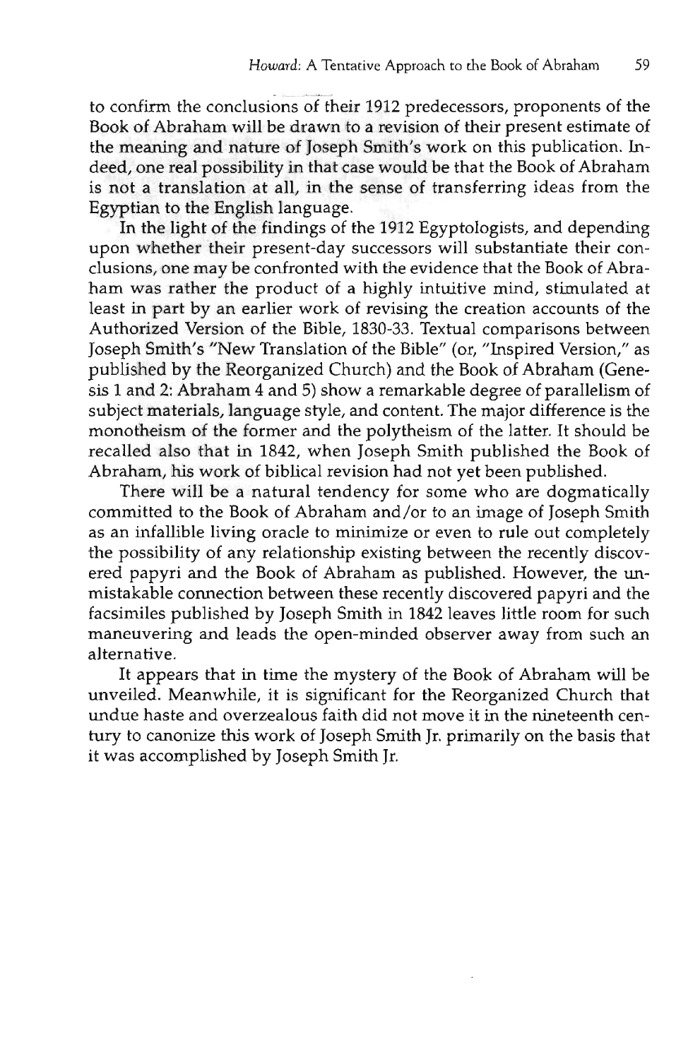to confirm the conclusions of their 1912 predecessors, proponents of the Book of Abraham will be drawn to a revision of their present estimate of the meaning and nature of Joseph Smith's work on this publication. Indeed, one real possibility in that case would be that the Book of Abraham is not a translation at all, in the sense of transferring ideas from the Egyptian to the English language.

In the light of the findings of the 1912 Egyptologists, and depending upon whether their present-day successors will substantiate their conclusions, one may be confronted with the evidence that the Book of Abraham was rather the product of a highly intuitive mind, stimulated at least in part by an earlier work of revising the creation accounts of the Authorized Version of the Bible, 1830-33. Textual comparisons between Joseph Smith's "New Translation of the Bible" (or, "Inspired Version," as published by the Reorganized Church) and the Book of Abraham (Genesis 1 and 2: Abraham 4 and 5) show a remarkable degree of parallelism of subject materials, language style, and content. The major difference is the monotheism of the former and the polytheism of the latter. It should be recalled also that in 1842, when Joseph Smith published the Book of Abraham, his work of biblical revision had not yet been published.

There will be a natural tendency for some who are dogmatically committed to the Book of Abraham and/or to an image of Joseph Smith as an infallible living oracle to minimize or even to rule out completely the possibility of any relationship existing between the recently discovered papyri and the Book of Abraham as published. However, the unmistakable connection between these recently discovered papyri and the facsimiles published by Joseph Smith in 1842 leaves little room for such maneuvering and leads the open-minded observer away from such an alternative.

It appears that in time the mystery of the Book of Abraham will be unveiled. Meanwhile, it is significant for the Reorganized Church that undue haste and overzealous faith did not move it in the nineteenth century to canonize this work of Joseph Smith Jr. primarily on the basis that it was accomplished by Joseph Smith Jr.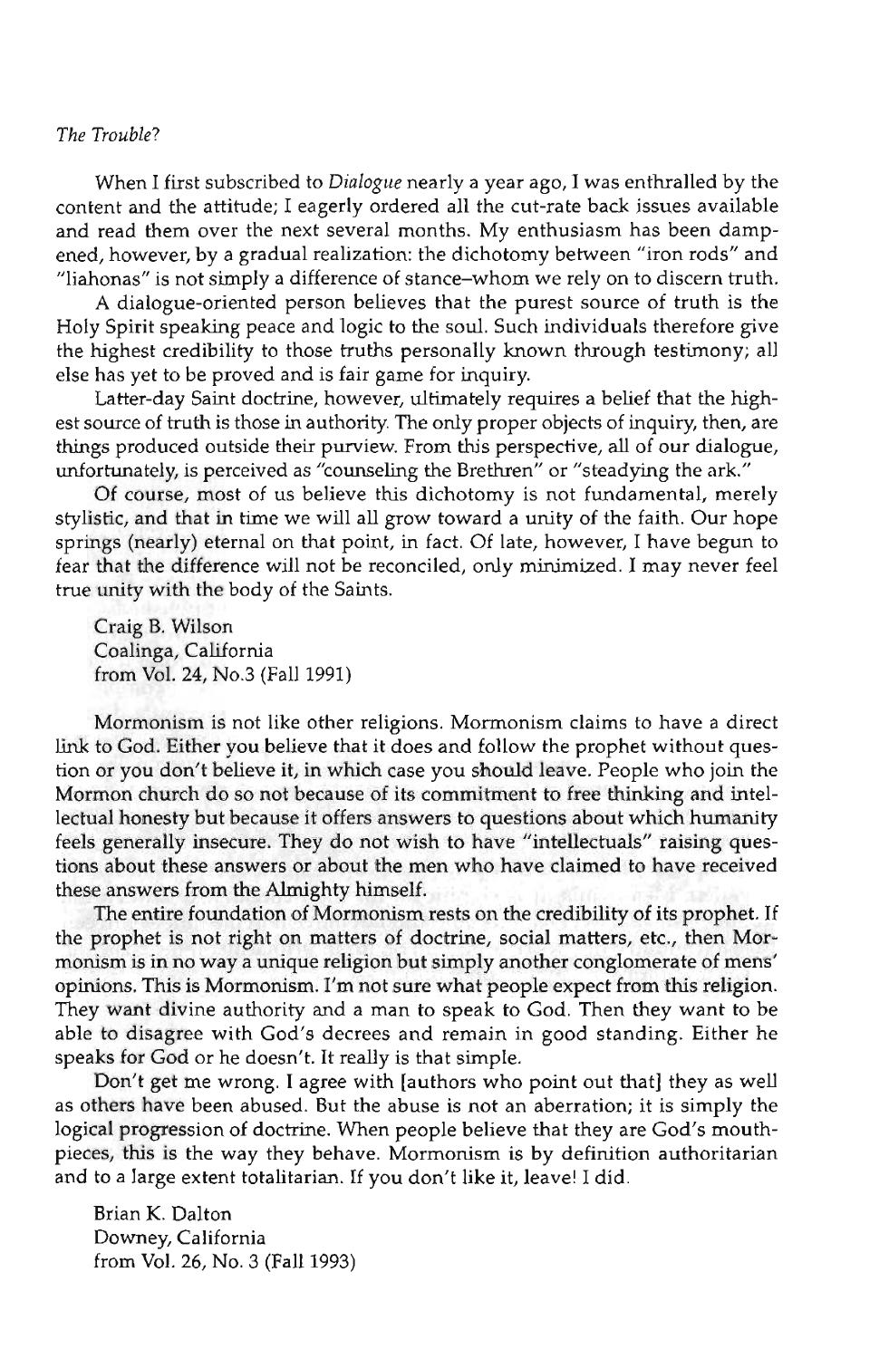*The Trouble?*

When I first subscribed to *Dialogue* nearly a year ago, I was enthralled by the content and the attitude; I eagerly ordered all the cut-rate back issues available and read them over the next several months. My enthusiasm has been dampened, however, by a gradual realization: the dichotomy between "iron rods" and "liahonas" is not simply a difference of stance–whom we rely on to discern truth.

A dialogue-oriented person believes that the purest source of truth is the Holy Spirit speaking peace and logic to the soul. Such individuals therefore give the highest credibility to those truths personally known through testimony; all else has yet to be proved and is fair game for inquiry.

Latter-day Saint doctrine, however, ultimately requires a belief that the highest source of truth is those in authority. The only proper objects of inquiry, then, are things produced outside their purview. From this perspective, all of our dialogue, unfortunately, is perceived as "counseling the Brethren" or "steadying the ark."

Of course, most of us believe this dichotomy is not fundamental, merely stylistic, and that in time we will all grow toward a unity of the faith. Our hope springs (nearly) eternal on that point, in fact. Of late, however, I have begun to fear that the difference will not be reconciled, only minimized. I may never feel true unity with the body of the Saints.

Craig B. Wilson
Coalinga, California
from Vol. 24, No.3 (Fall 1991)

Mormonism is not like other religions. Mormonism claims to have a direct link to God. Either you believe that it does and follow the prophet without question or you don't believe it, in which case you should leave. People who join the Mormon church do so not because of its commitment to free thinking and intellectual honesty but because it offers answers to questions about which humanity feels generally insecure. They do not wish to have "intellectuals" raising questions about these answers or about the men who have claimed to have received these answers from the Almighty himself.

The entire foundation of Mormonism rests on the credibility of its prophet. If the prophet is not right on matters of doctrine, social matters, etc., then Mormonism is in no way a unique religion but simply another conglomerate of mens' opinions. This is Mormonism. I'm not sure what people expect from this religion. They want divine authority and a man to speak to God. Then they want to be able to disagree with God's decrees and remain in good standing. Either he speaks for God or he doesn't. It really is that simple.

Don't get me wrong. I agree with [authors who point out that] they as well as others have been abused. But the abuse is not an aberration; it is simply the logical progression of doctrine. When people believe that they are God's mouthpieces, this is the way they behave. Mormonism is by definition authoritarian and to a large extent totalitarian. If you don't like it, leave! I did.

Brian K. Dalton
Downey, California
from Vol. 26, No. 3 (Fall 1993)